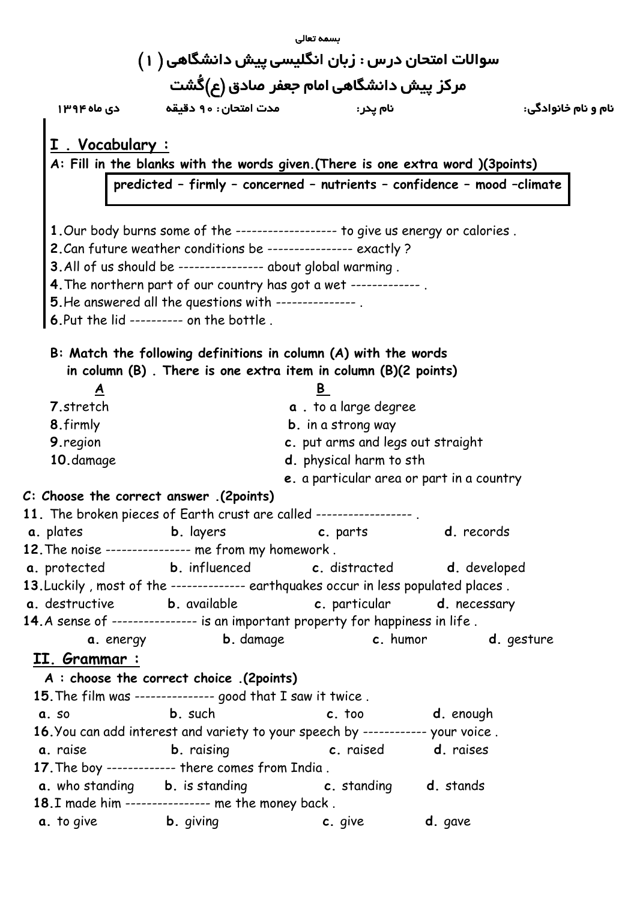بسمه تعالی

# سوالات امتحان درس : زبان انگلیسی پیش دانشگاهی ( ۱ )

## مرکز پیش دانشگاهی امام جعفر صادق (ع)گُشت

نام و نام خانوادگی: نام پدر: مدت امتحان : ۹۰ دقیقه دی ماه ۱۳۹۴

## I . Vocabulary :

**A: Fill in the blanks with the words given.(There is one extra word )(3points)**

**predicted – firmly – concerned – nutrients – confidence – mood –climate**

**1.** Our body burns some of the ------------------ to give us energy or calories .
**2.** Can future weather conditions be --------------- exactly ?
**3.** All of us should be --------------- about global warming .
**4.** The northern part of our country has got a wet ------------ .
**5.** He answered all the questions with -------------- .
**6.** Put the lid ---------- on the bottle .

**B: Match the following definitions in column (A) with the words in column (B) . There is one extra item in column (B)(2 points)**

| A | B |
|---|---|
| 7. stretch | a . to a large degree |
| 8. firmly | b. in a strong way |
| 9. region | c. put arms and legs out straight |
| 10. damage | d. physical harm to sth |
| | e. a particular area or part in a country |

**C: Choose the correct answer .(2points)**

**11.** The broken pieces of Earth crust are called ----------------- .
a. plates b. layers c. parts d. records

**12.** The noise --------------- me from my homework .
a. protected b. influenced c. distracted d. developed

**13.** Luckily , most of the ------------- earthquakes occur in less populated places .
a. destructive b. available c. particular d. necessary

**14.** A sense of --------------- is an important property for happiness in life .
a. energy b. damage c. humor d. gesture

## II. Grammar :

**A : choose the correct choice .(2points)**

**15.** The film was -------------- good that I saw it twice .
a. so b. such c. too d. enough

**16.** You can add interest and variety to your speech by ----------- your voice .
a. raise b. raising c. raised d. raises

**17.** The boy ------------ there comes from India .
a. who standing b. is standing c. standing d. stands

**18.** I made him --------------- me the money back .
a. to give b. giving c. give d. gave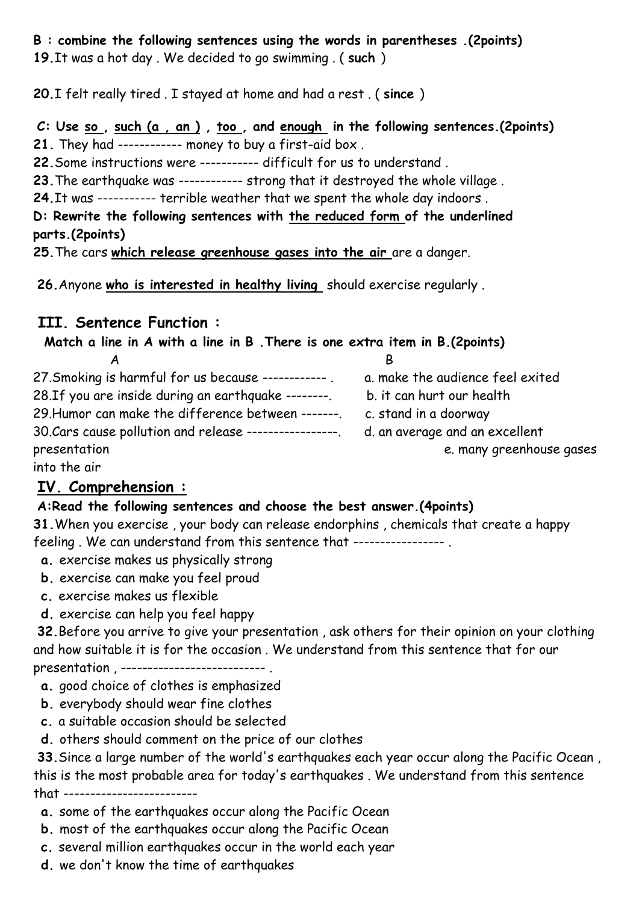**B : combine the following sentences using the words in parentheses .(2points)**

**19.** It was a hot day . We decided to go swimming . ( **such** )

**20.** I felt really tired . I stayed at home and had a rest . ( **since** )

**C: Use so , such (a , an ) , too , and enough in the following sentences.(2points)**

**21.** They had ------------ money to buy a first-aid box .

**22.** Some instructions were ----------- difficult for us to understand .

**23.** The earthquake was ------------ strong that it destroyed the whole village .

**24.** It was ----------- terrible weather that we spent the whole day indoors .

**D: Rewrite the following sentences with the reduced form of the underlined parts.(2points)**

**25.** The cars **which release greenhouse gases into the air** are a danger.

**26.** Anyone **who is interested in healthy living** should exercise regularly .

## III. Sentence Function :

**Match a line in A with a line in B .There is one extra item in B.(2points)**

| A | B |
| --- | --- |
| 27. Smoking is harmful for us because ------------ . | a. make the audience feel exited |
| 28. If you are inside during an earthquake --------. | b. it can hurt our health |
| 29. Humor can make the difference between -------. | c. stand in a doorway |
| 30. Cars cause pollution and release -----------------. | d. an average and an excellent presentation |
| | e. many greenhouse gases into the air |

## IV. Comprehension :

**A:Read the following sentences and choose the best answer.(4points)**

**31.** When you exercise , your body can release endorphins , chemicals that create a happy feeling . We can understand from this sentence that ----------------- .

**a.** exercise makes us physically strong
**b.** exercise can make you feel proud
**c.** exercise makes us flexible
**d.** exercise can help you feel happy

**32.** Before you arrive to give your presentation , ask others for their opinion on your clothing and how suitable it is for the occasion . We understand from this sentence that for our presentation , --------------------------- .

**a.** good choice of clothes is emphasized
**b.** everybody should wear fine clothes
**c.** a suitable occasion should be selected
**d.** others should comment on the price of our clothes

**33.** Since a large number of the world's earthquakes each year occur along the Pacific Ocean , this is the most probable area for today's earthquakes . We understand from this sentence that -------------------------

**a.** some of the earthquakes occur along the Pacific Ocean
**b.** most of the earthquakes occur along the Pacific Ocean
**c.** several million earthquakes occur in the world each year
**d.** we don't know the time of earthquakes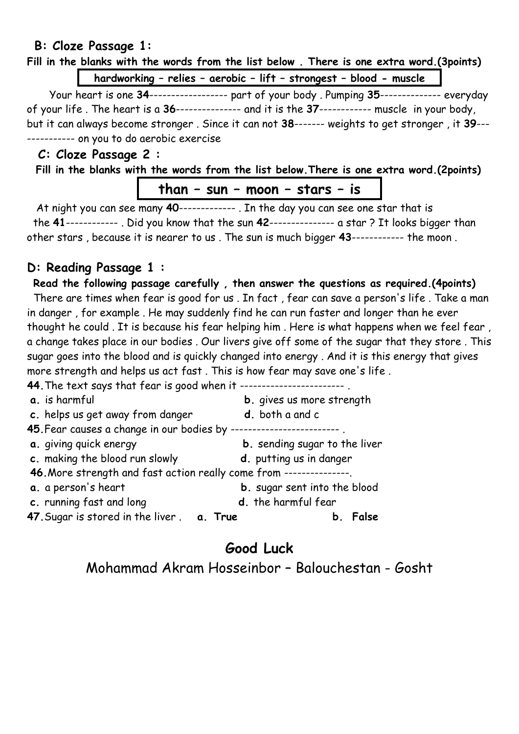## B: Cloze Passage 1:

**Fill in the blanks with the words from the list below . There is one extra word.(3points)**

| **hardworking – relies – aerobic – lift – strongest – blood - muscle** |
|---|

Your heart is one **34**------------------ part of your body . Pumping **35**-------------- everyday of your life . The heart is a **36**--------------- and it is the **37**------------ muscle in your body, but it can always become stronger . Since it can not **38**------- weights to get stronger , it **39**-------------- on you to do aerobic exercise

## C: Cloze Passage 2 :

**Fill in the blanks with the words from the list below.There is one extra word.(2points)**

| **than – sun – moon – stars – is** |
|---|

At night you can see many **40**------------- . In the day you can see one star that is the **41**------------ . Did you know that the sun **42**--------------- a star ? It looks bigger than other stars , because it is nearer to us . The sun is much bigger **43**------------ the moon .

## D: Reading Passage 1 :

**Read the following passage carefully , then answer the questions as required.(4points)**

There are times when fear is good for us . In fact , fear can save a person's life . Take a man in danger , for example . He may suddenly find he can run faster and longer than he ever thought he could . It is because his fear helping him . Here is what happens when we feel fear , a change takes place in our bodies . Our livers give off some of the sugar that they store . This sugar goes into the blood and is quickly changed into energy . And it is this energy that gives more strength and helps us act fast . This is how fear may save one's life .

**44.** The text says that fear is good when it ------------------------ .

**a.** is harmful  **b.** gives us more strength
**c.** helps us get away from danger  **d.** both a and c

**45.** Fear causes a change in our bodies by ------------------------- .

**a.** giving quick energy  **b.** sending sugar to the liver
**c.** making the blood run slowly  **d.** putting us in danger

**46.** More strength and fast action really come from ---------------.

**a.** a person's heart  **b.** sugar sent into the blood
**c.** running fast and long  **d.** the harmful fear

**47.** Sugar is stored in the liver .  **a. True**  **b. False**

## Good Luck

Mohammad Akram Hosseinbor – Balouchestan - Gosht